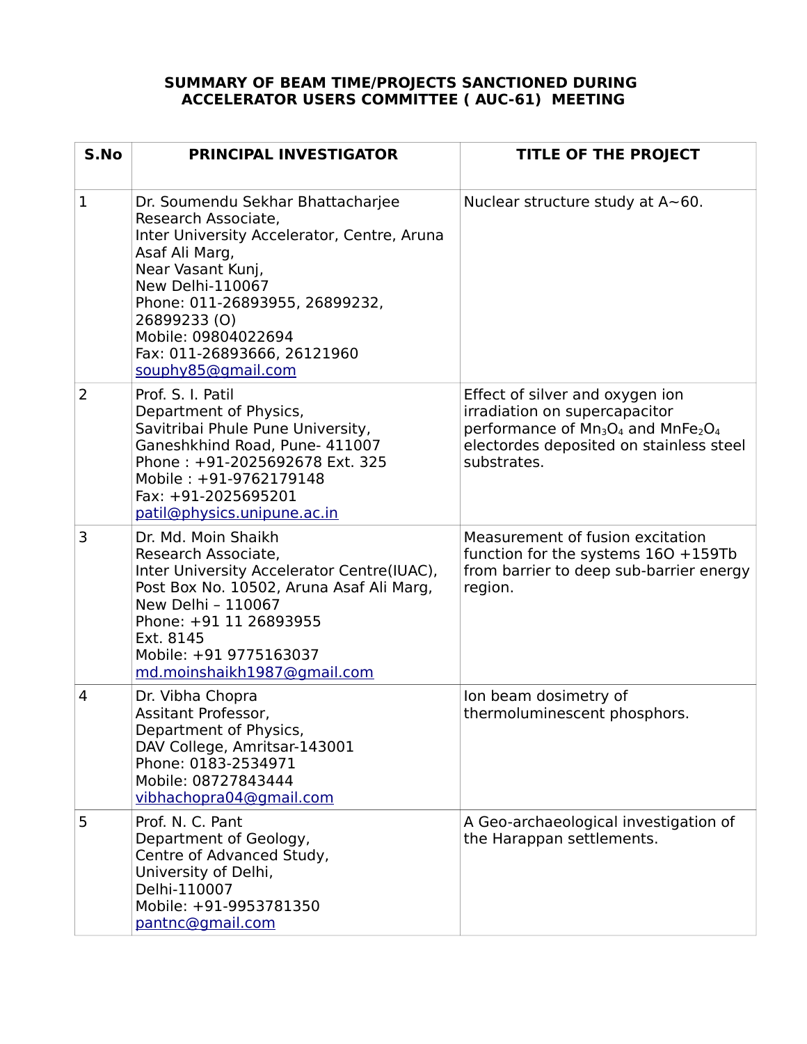**SUMMARY OF BEAM TIME/PROJECTS SANCTIONED DURING ACCELERATOR USERS COMMITTEE ( AUC-61) MEETING**

| S.No | PRINCIPAL INVESTIGATOR | TITLE OF THE PROJECT |
|---|---|---|
| 1 | Dr. Soumendu Sekhar Bhattacharjee<br>Research Associate,<br>Inter University Accelerator, Centre, Aruna Asaf Ali Marg,<br>Near Vasant Kunj,<br>New Delhi-110067<br>Phone: 011-26893955, 26899232, 26899233 (O)<br>Mobile: 09804022694<br>Fax: 011-26893666, 26121960<br>souphy85@gmail.com | Nuclear structure study at A~60. |
| 2 | Prof. S. I. Patil<br>Department of Physics,<br>Savitribai Phule Pune University,<br>Ganeshkhind Road, Pune- 411007<br>Phone : +91-2025692678 Ext. 325<br>Mobile : +91-9762179148<br>Fax: +91-2025695201<br>patil@physics.unipune.ac.in | Effect of silver and oxygen ion irradiation on supercapacitor performance of $Mn_3O_4$ and $MnFe_2O_4$ electordes deposited on stainless steel substrates. |
| 3 | Dr. Md. Moin Shaikh<br>Research Associate,<br>Inter University Accelerator Centre(IUAC),<br>Post Box No. 10502, Aruna Asaf Ali Marg,<br>New Delhi – 110067<br>Phone: +91 11 26893955<br>Ext. 8145<br>Mobile: +91 9775163037<br>md.moinshaikh1987@gmail.com | Measurement of fusion excitation function for the systems 16O +159Tb from barrier to deep sub-barrier energy region. |
| 4 | Dr. Vibha Chopra<br>Assitant Professor,<br>Department of Physics,<br>DAV College, Amritsar-143001<br>Phone: 0183-2534971<br>Mobile: 08727843444<br>vibhachopra04@gmail.com | Ion beam dosimetry of thermoluminescent phosphors. |
| 5 | Prof. N. C. Pant<br>Department of Geology,<br>Centre of Advanced Study,<br>University of Delhi,<br>Delhi-110007<br>Mobile: +91-9953781350<br>pantnc@gmail.com | A Geo-archaeological investigation of the Harappan settlements. |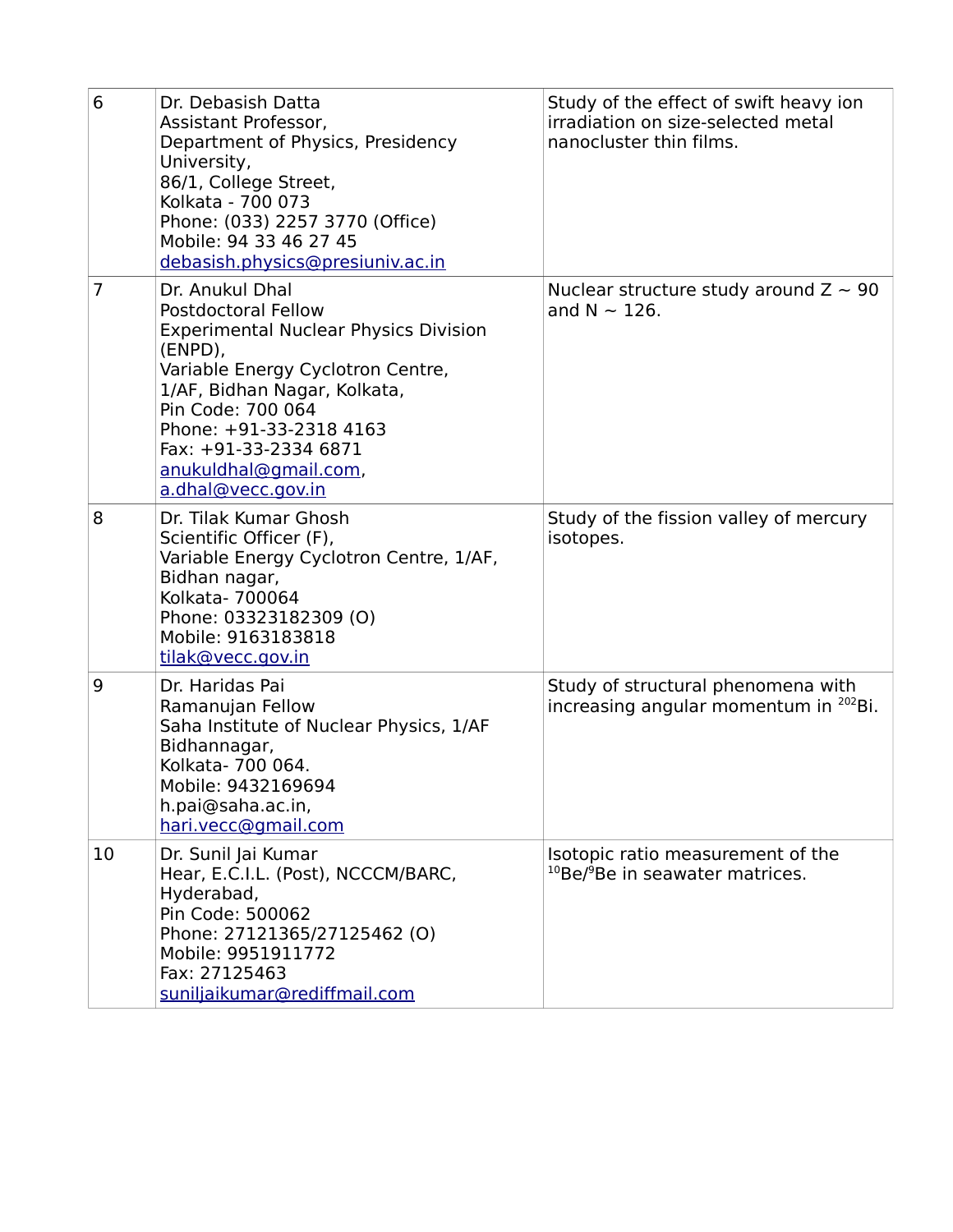| | | |
|---|---|---|
| 6 | Dr. Debasish Datta<br>Assistant Professor,<br>Department of Physics, Presidency University,<br>86/1, College Street,<br>Kolkata - 700 073<br>Phone: (033) 2257 3770 (Office)<br>Mobile: 94 33 46 27 45<br>debasish.physics@presiuniv.ac.in | Study of the effect of swift heavy ion irradiation on size-selected metal nanocluster thin films. |
| 7 | Dr. Anukul Dhal<br>Postdoctoral Fellow<br>Experimental Nuclear Physics Division (ENPD),<br>Variable Energy Cyclotron Centre,<br>1/AF, Bidhan Nagar, Kolkata,<br>Pin Code: 700 064<br>Phone: +91-33-2318 4163<br>Fax: +91-33-2334 6871<br>anukuldhal@gmail.com,<br>a.dhal@vecc.gov.in | Nuclear structure study around $Z \sim 90$ and $N \sim 126$. |
| 8 | Dr. Tilak Kumar Ghosh<br>Scientific Officer (F),<br>Variable Energy Cyclotron Centre, 1/AF,<br>Bidhan nagar,<br>Kolkata- 700064<br>Phone: 03323182309 (O)<br>Mobile: 9163183818<br>tilak@vecc.gov.in | Study of the fission valley of mercury isotopes. |
| 9 | Dr. Haridas Pai<br>Ramanujan Fellow<br>Saha Institute of Nuclear Physics, 1/AF Bidhannagar,<br>Kolkata- 700 064.<br>Mobile: 9432169694<br>h.pai@saha.ac.in,<br>hari.vecc@gmail.com | Study of structural phenomena with increasing angular momentum in $^{202}$Bi. |
| 10 | Dr. Sunil Jai Kumar<br>Hear, E.C.I.L. (Post), NCCCM/BARC,<br>Hyderabad,<br>Pin Code: 500062<br>Phone: 27121365/27125462 (O)<br>Mobile: 9951911772<br>Fax: 27125463<br>suniljaikumar@rediffmail.com | Isotopic ratio measurement of the $^{10}$Be/$^{9}$Be in seawater matrices. |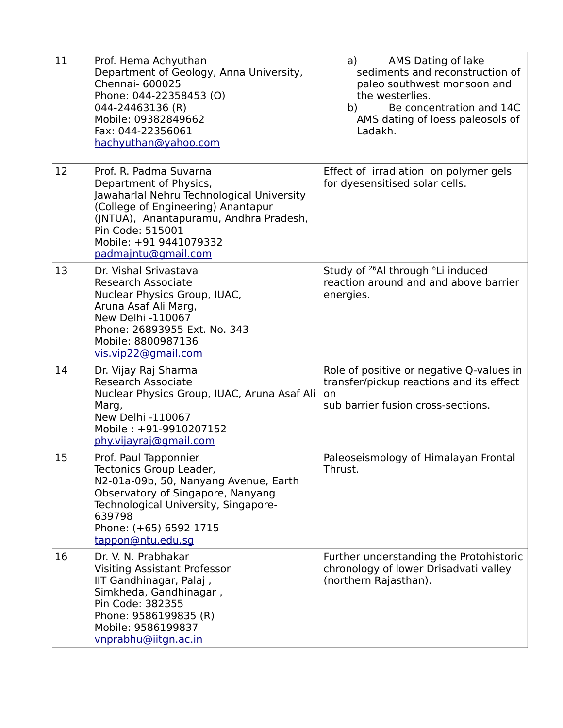| | | |
|---|---|---|
| 11 | Prof. Hema Achyuthan<br>Department of Geology, Anna University, Chennai- 600025<br>Phone: 044-22358453 (O)<br>044-24463136 (R)<br>Mobile: 09382849662<br>Fax: 044-22356061<br>hachyuthan@yahoo.com | a) AMS Dating of lake sediments and reconstruction of paleo southwest monsoon and the westerlies.<br>b) Be concentration and 14C AMS dating of loess paleosols of Ladakh. |
| 12 | Prof. R. Padma Suvarna<br>Department of Physics,<br>Jawaharlal Nehru Technological University (College of Engineering) Anantapur (JNTUA), Anantapuramu, Andhra Pradesh, Pin Code: 515001<br>Mobile: +91 9441079332<br>padmajntu@gmail.com | Effect of irradiation on polymer gels for dyesensitised solar cells. |
| 13 | Dr. Vishal Srivastava<br>Research Associate<br>Nuclear Physics Group, IUAC,<br>Aruna Asaf Ali Marg,<br>New Delhi -110067<br>Phone: 26893955 Ext. No. 343<br>Mobile: 8800987136<br>vis.vip22@gmail.com | Study of $^{26}$Al through $^{6}$Li induced reaction around and and above barrier energies. |
| 14 | Dr. Vijay Raj Sharma<br>Research Associate<br>Nuclear Physics Group, IUAC, Aruna Asaf Ali Marg,<br>New Delhi -110067<br>Mobile : +91-9910207152<br>phy.vijayraj@gmail.com | Role of positive or negative Q-values in transfer/pickup reactions and its effect on<br>sub barrier fusion cross-sections. |
| 15 | Prof. Paul Tapponnier<br>Tectonics Group Leader,<br>N2-01a-09b, 50, Nanyang Avenue, Earth Observatory of Singapore, Nanyang Technological University, Singapore-639798<br>Phone: (+65) 6592 1715<br>tappon@ntu.edu.sg | Paleoseismology of Himalayan Frontal Thrust. |
| 16 | Dr. V. N. Prabhakar<br>Visiting Assistant Professor<br>IIT Gandhinagar, Palaj ,<br>Simkheda, Gandhinagar ,<br>Pin Code: 382355<br>Phone: 9586199835 (R)<br>Mobile: 9586199837<br>vnprabhu@iitgn.ac.in | Further understanding the Protohistoric chronology of lower Drisadvati valley (northern Rajasthan). |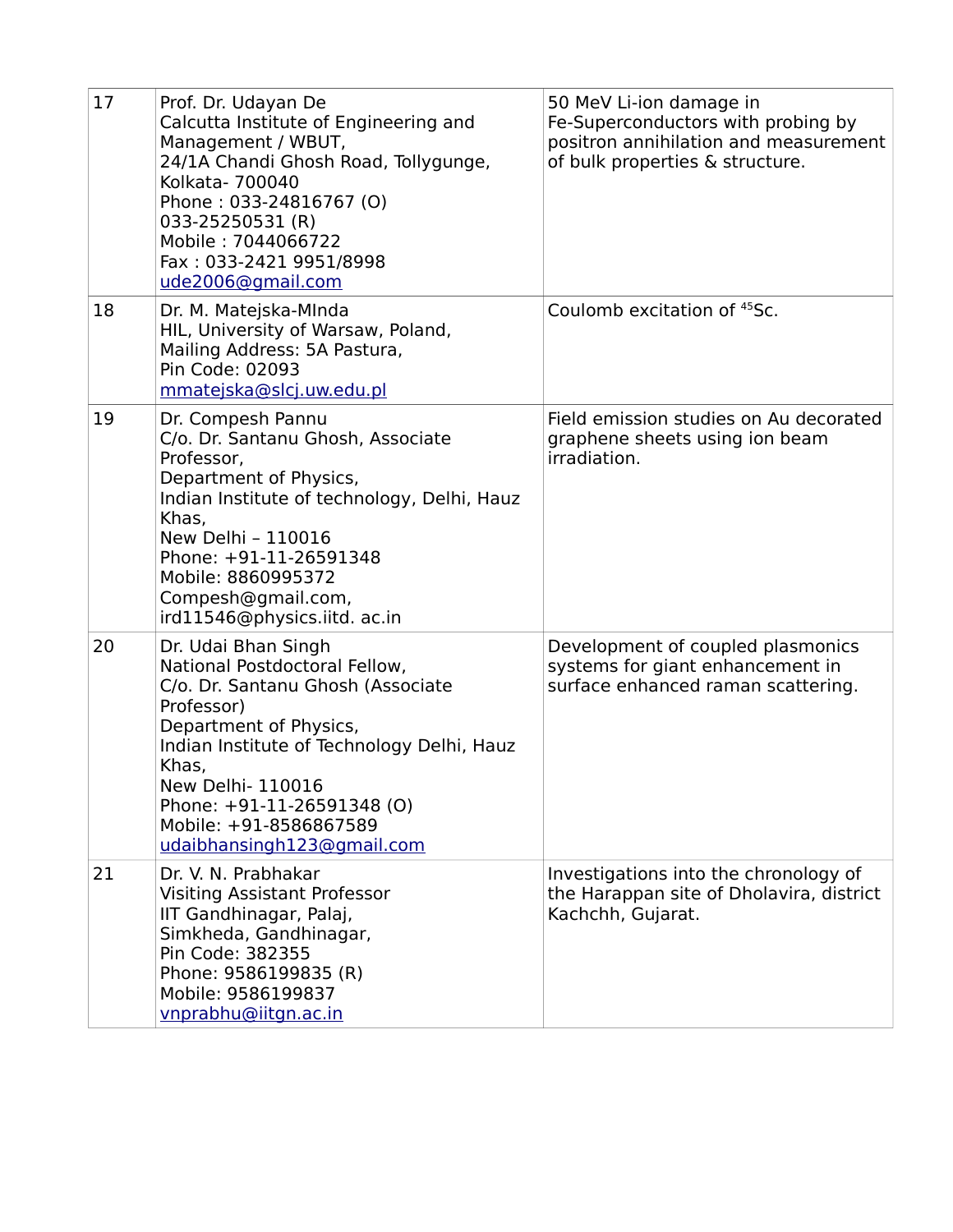| 17 | Prof. Dr. Udayan De<br>Calcutta Institute of Engineering and Management / WBUT,<br>24/1A Chandi Ghosh Road, Tollygunge,<br>Kolkata- 700040<br>Phone : 033-24816767 (O)<br>033-25250531 (R)<br>Mobile : 7044066722<br>Fax : 033-2421 9951/8998<br>ude2006@gmail.com | 50 MeV Li-ion damage in Fe-Superconductors with probing by positron annihilation and measurement of bulk properties & structure. |
|---|---|---|
| 18 | Dr. M. Matejska-MInda<br>HIL, University of Warsaw, Poland,<br>Mailing Address: 5A Pastura,<br>Pin Code: 02093<br>mmatejska@slcj.uw.edu.pl | Coulomb excitation of $^{45}$Sc. |
| 19 | Dr. Compesh Pannu<br>C/o. Dr. Santanu Ghosh, Associate Professor,<br>Department of Physics,<br>Indian Institute of technology, Delhi, Hauz Khas,<br>New Delhi – 110016<br>Phone: +91-11-26591348<br>Mobile: 8860995372<br>Compesh@gmail.com,<br>ird11546@physics.iitd. ac.in | Field emission studies on Au decorated graphene sheets using ion beam irradiation. |
| 20 | Dr. Udai Bhan Singh<br>National Postdoctoral Fellow,<br>C/o. Dr. Santanu Ghosh (Associate Professor)<br>Department of Physics,<br>Indian Institute of Technology Delhi, Hauz Khas,<br>New Delhi- 110016<br>Phone: +91-11-26591348 (O)<br>Mobile: +91-8586867589<br>udaibhansingh123@gmail.com | Development of coupled plasmonics systems for giant enhancement in surface enhanced raman scattering. |
| 21 | Dr. V. N. Prabhakar<br>Visiting Assistant Professor<br>IIT Gandhinagar, Palaj,<br>Simkheda, Gandhinagar,<br>Pin Code: 382355<br>Phone: 9586199835 (R)<br>Mobile: 9586199837<br>vnprabhu@iitgn.ac.in | Investigations into the chronology of the Harappan site of Dholavira, district Kachchh, Gujarat. |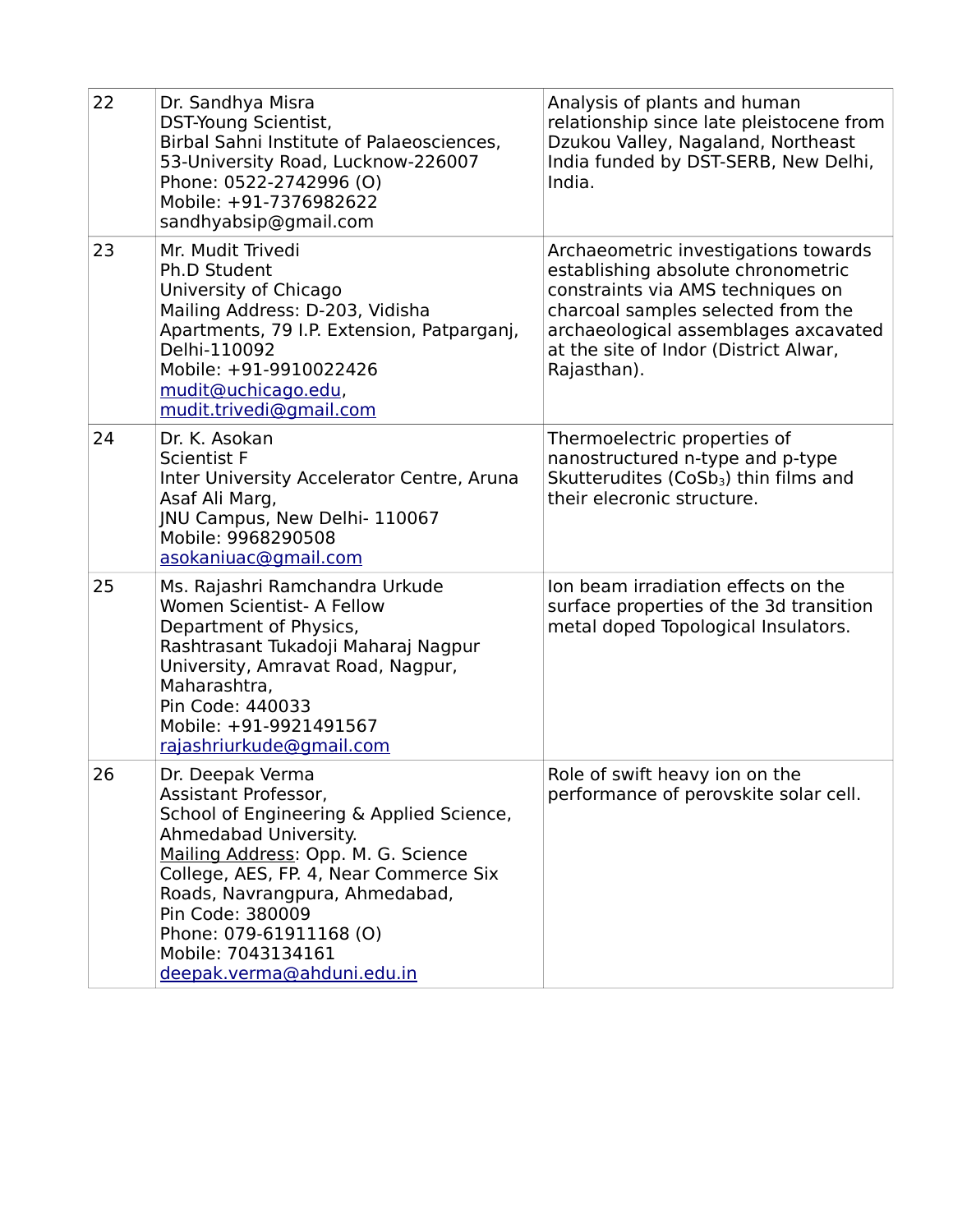| 22 | Dr. Sandhya Misra<br>DST-Young Scientist,<br>Birbal Sahni Institute of Palaeosciences, 53-University Road, Lucknow-226007<br>Phone: 0522-2742996 (O)<br>Mobile: +91-7376982622<br>sandhyabsip@gmail.com | Analysis of plants and human relationship since late pleistocene from Dzukou Valley, Nagaland, Northeast India funded by DST-SERB, New Delhi, India. |
|---|---|---|
| 23 | Mr. Mudit Trivedi<br>Ph.D Student<br>University of Chicago<br>Mailing Address: D-203, Vidisha Apartments, 79 I.P. Extension, Patparganj, Delhi-110092<br>Mobile: +91-9910022426<br>mudit@uchicago.edu,<br>mudit.trivedi@gmail.com | Archaeometric investigations towards establishing absolute chronometric constraints via AMS techniques on charcoal samples selected from the archaeological assemblages axcavated at the site of Indor (District Alwar, Rajasthan). |
| 24 | Dr. K. Asokan<br>Scientist F<br>Inter University Accelerator Centre, Aruna Asaf Ali Marg,<br>JNU Campus, New Delhi- 110067<br>Mobile: 9968290508<br>asokaniuac@gmail.com | Thermoelectric properties of nanostructured n-type and p-type Skutterudites ($CoSb_3$) thin films and their elecronic structure. |
| 25 | Ms. Rajashri Ramchandra Urkude<br>Women Scientist- A Fellow<br>Department of Physics,<br>Rashtrasant Tukadoji Maharaj Nagpur University, Amravat Road, Nagpur, Maharashtra,<br>Pin Code: 440033<br>Mobile: +91-9921491567<br>rajashriurkude@gmail.com | Ion beam irradiation effects on the surface properties of the 3d transition metal doped Topological Insulators. |
| 26 | Dr. Deepak Verma<br>Assistant Professor,<br>School of Engineering & Applied Science, Ahmedabad University.<br>Mailing Address: Opp. M. G. Science College, AES, FP. 4, Near Commerce Six Roads, Navrangpura, Ahmedabad,<br>Pin Code: 380009<br>Phone: 079-61911168 (O)<br>Mobile: 7043134161<br>deepak.verma@ahduni.edu.in | Role of swift heavy ion on the performance of perovskite solar cell. |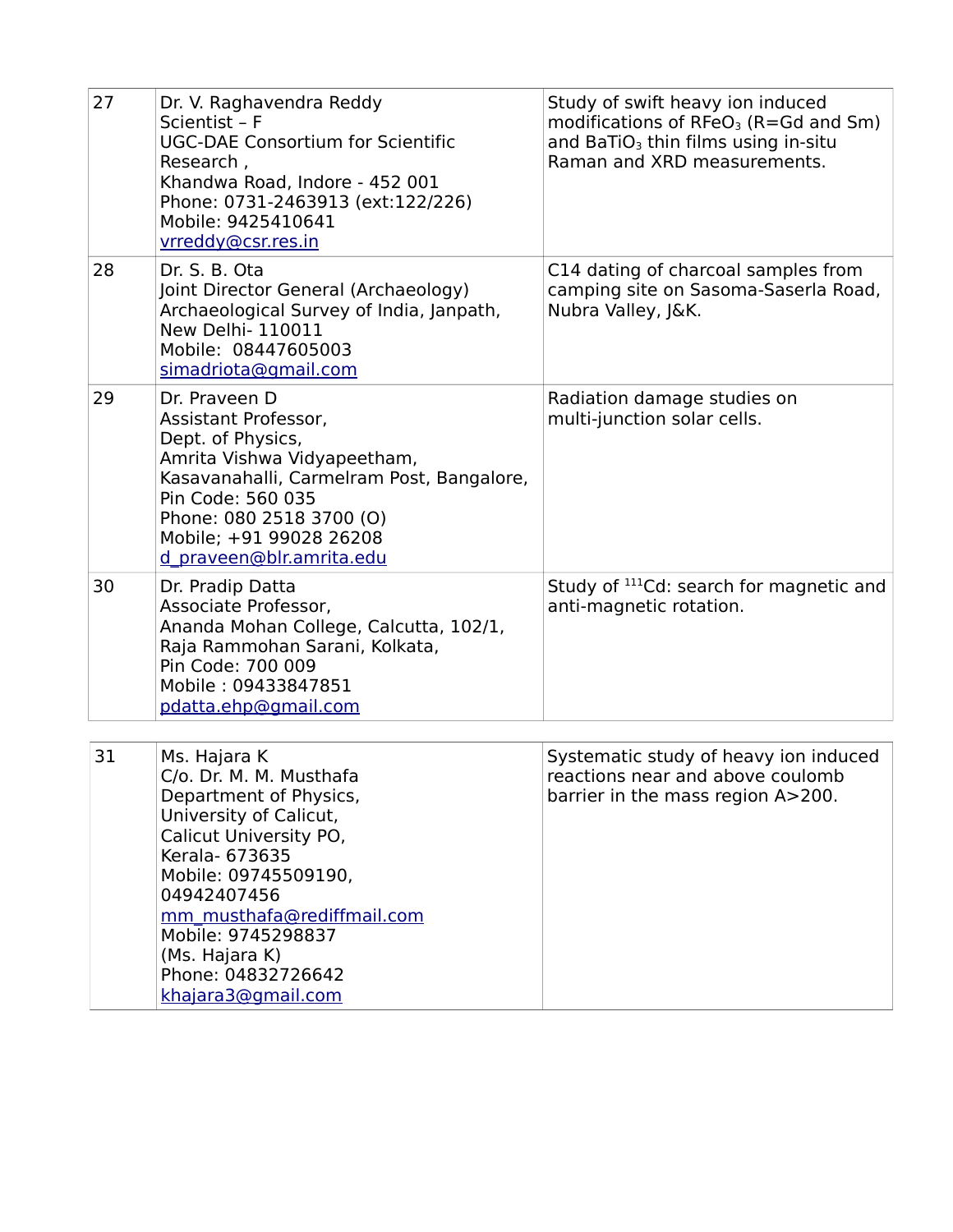| | | |
|---|---|---|
| 27 | Dr. V. Raghavendra Reddy<br>Scientist – F<br>UGC-DAE Consortium for Scientific Research ,<br>Khandwa Road, Indore - 452 001<br>Phone: 0731-2463913 (ext:122/226)<br>Mobile: 9425410641<br>vrreddy@csr.res.in | Study of swift heavy ion induced modifications of $RFeO_3$ (R=Gd and Sm) and $BaTiO_3$ thin films using in-situ Raman and XRD measurements. |
| 28 | Dr. S. B. Ota<br>Joint Director General (Archaeology)<br>Archaeological Survey of India, Janpath,<br>New Delhi- 110011<br>Mobile: 08447605003<br>simadriota@gmail.com | C14 dating of charcoal samples from camping site on Sasoma-Saserla Road, Nubra Valley, J&K. |
| 29 | Dr. Praveen D<br>Assistant Professor,<br>Dept. of Physics,<br>Amrita Vishwa Vidyapeetham,<br>Kasavanahalli, Carmelram Post, Bangalore,<br>Pin Code: 560 035<br>Phone: 080 2518 3700 (O)<br>Mobile; +91 99028 26208<br>d_praveen@blr.amrita.edu | Radiation damage studies on multi-junction solar cells. |
| 30 | Dr. Pradip Datta<br>Associate Professor,<br>Ananda Mohan College, Calcutta, 102/1,<br>Raja Rammohan Sarani, Kolkata,<br>Pin Code: 700 009<br>Mobile : 09433847851<br>pdatta.ehp@gmail.com | Study of $^{111}Cd$: search for magnetic and anti-magnetic rotation. |
| 31 | Ms. Hajara K<br>C/o. Dr. M. M. Musthafa<br>Department of Physics,<br>University of Calicut,<br>Calicut University PO,<br>Kerala- 673635<br>Mobile: 09745509190,<br>04942407456<br>mm_musthafa@rediffmail.com<br>Mobile: 9745298837<br>(Ms. Hajara K)<br>Phone: 04832726642<br>khajara3@gmail.com | Systematic study of heavy ion induced reactions near and above coulomb barrier in the mass region A>200. |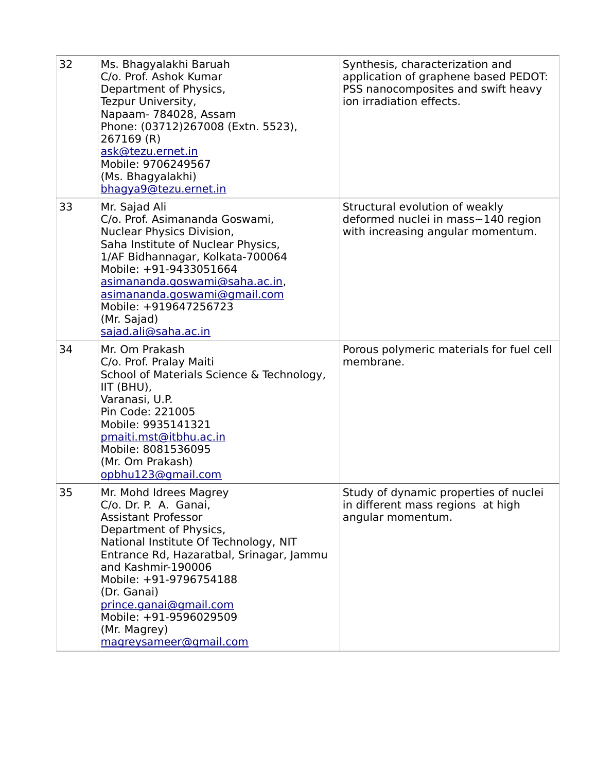| 32 | Ms. Bhagyalakhi Baruah<br>C/o. Prof. Ashok Kumar<br>Department of Physics,<br>Tezpur University,<br>Napaam- 784028, Assam<br>Phone: (03712)267008 (Extn. 5523), 267169 (R)<br>ask@tezu.ernet.in<br>Mobile: 9706249567<br>(Ms. Bhagyalakhi)<br>bhagya9@tezu.ernet.in | Synthesis, characterization and application of graphene based PEDOT: PSS nanocomposites and swift heavy ion irradiation effects. |
|---|---|---|
| 33 | Mr. Sajad Ali<br>C/o. Prof. Asimananda Goswami,<br>Nuclear Physics Division,<br>Saha Institute of Nuclear Physics,<br>1/AF Bidhannagar, Kolkata-700064<br>Mobile: +91-9433051664<br>asimananda.goswami@saha.ac.in,<br>asimananda.goswami@gmail.com<br>Mobile: +919647256723<br>(Mr. Sajad)<br>sajad.ali@saha.ac.in | Structural evolution of weakly deformed nuclei in mass~140 region with increasing angular momentum. |
| 34 | Mr. Om Prakash<br>C/o. Prof. Pralay Maiti<br>School of Materials Science & Technology,<br>IIT (BHU),<br>Varanasi, U.P.<br>Pin Code: 221005<br>Mobile: 9935141321<br>pmaiti.mst@itbhu.ac.in<br>Mobile: 8081536095<br>(Mr. Om Prakash)<br>opbhu123@gmail.com | Porous polymeric materials for fuel cell membrane. |
| 35 | Mr. Mohd Idrees Magrey<br>C/o. Dr. P. A. Ganai,<br>Assistant Professor<br>Department of Physics,<br>National Institute Of Technology, NIT Entrance Rd, Hazaratbal, Srinagar, Jammu and Kashmir-190006<br>Mobile: +91-9796754188<br>(Dr. Ganai)<br>prince.ganai@gmail.com<br>Mobile: +91-9596029509<br>(Mr. Magrey)<br>magreysameer@gmail.com | Study of dynamic properties of nuclei in different mass regions at high angular momentum. |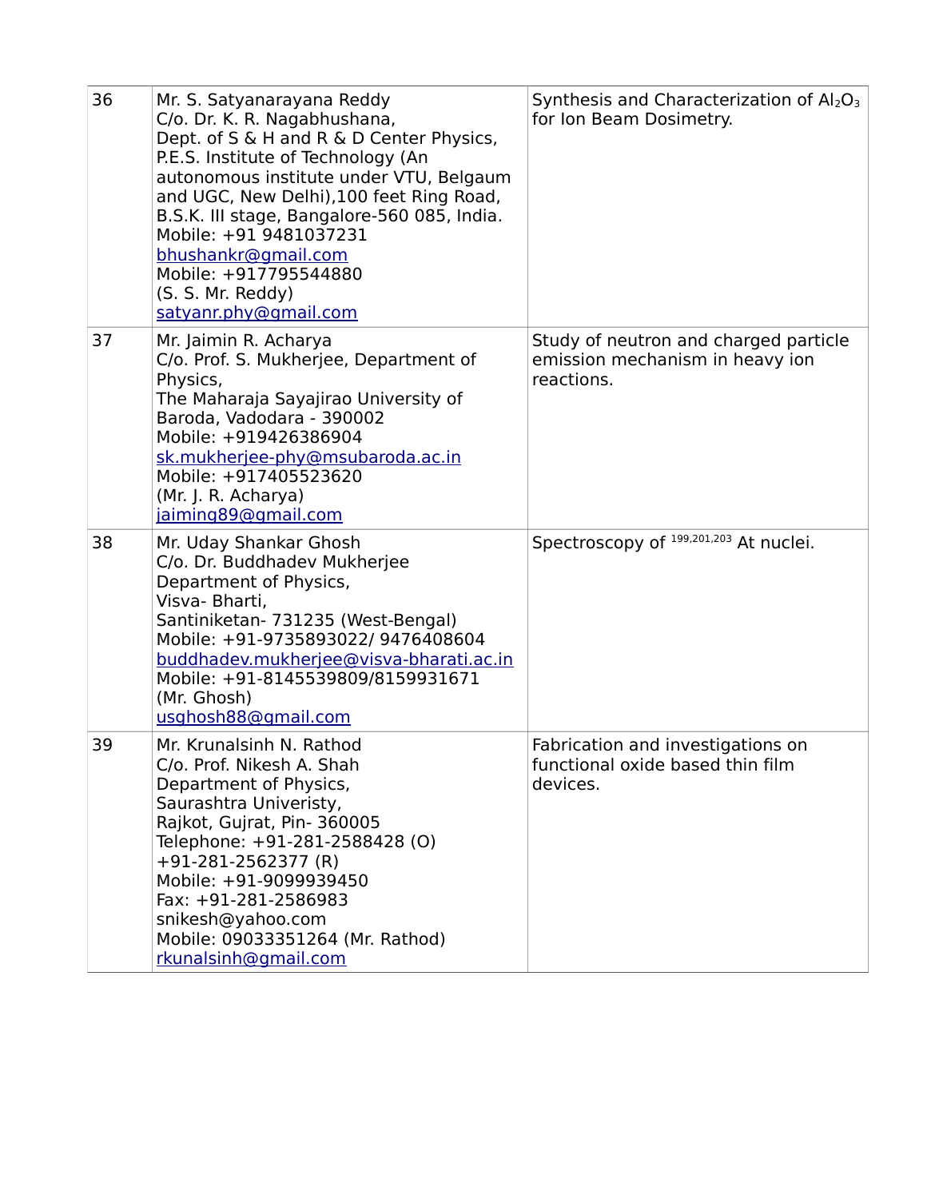| | | |
|---|---|---|
| 36 | Mr. S. Satyanarayana Reddy<br>C/o. Dr. K. R. Nagabhushana,<br>Dept. of S & H and R & D Center Physics,<br>P.E.S. Institute of Technology (An autonomous institute under VTU, Belgaum and UGC, New Delhi),100 feet Ring Road, B.S.K. III stage, Bangalore-560 085, India.<br>Mobile: +91 9481037231<br>bhushankr@gmail.com<br>Mobile: +917795544880<br>(S. S. Mr. Reddy)<br>satyanr.phy@gmail.com | Synthesis and Characterization of $Al_2O_3$ for Ion Beam Dosimetry. |
| 37 | Mr. Jaimin R. Acharya<br>C/o. Prof. S. Mukherjee, Department of Physics,<br>The Maharaja Sayajirao University of Baroda, Vadodara - 390002<br>Mobile: +919426386904<br>sk.mukherjee-phy@msubaroda.ac.in<br>Mobile: +917405523620<br>(Mr. J. R. Acharya)<br>jaiming89@gmail.com | Study of neutron and charged particle emission mechanism in heavy ion reactions. |
| 38 | Mr. Uday Shankar Ghosh<br>C/o. Dr. Buddhadev Mukherjee<br>Department of Physics,<br>Visva- Bharti,<br>Santiniketan- 731235 (West-Bengal)<br>Mobile: +91-9735893022/ 9476408604<br>buddhadev.mukherjee@visva-bharati.ac.in<br>Mobile: +91-8145539809/8159931671<br>(Mr. Ghosh)<br>usghosh88@gmail.com | Spectroscopy of $^{199,201,203}$At nuclei. |
| 39 | Mr. Krunalsinh N. Rathod<br>C/o. Prof. Nikesh A. Shah<br>Department of Physics,<br>Saurashtra Univeristy,<br>Rajkot, Gujrat, Pin- 360005<br>Telephone: +91-281-2588428 (O)<br>+91-281-2562377 (R)<br>Mobile: +91-9099939450<br>Fax: +91-281-2586983<br>snikesh@yahoo.com<br>Mobile: 09033351264 (Mr. Rathod)<br>rkunalsinh@gmail.com | Fabrication and investigations on functional oxide based thin film devices. |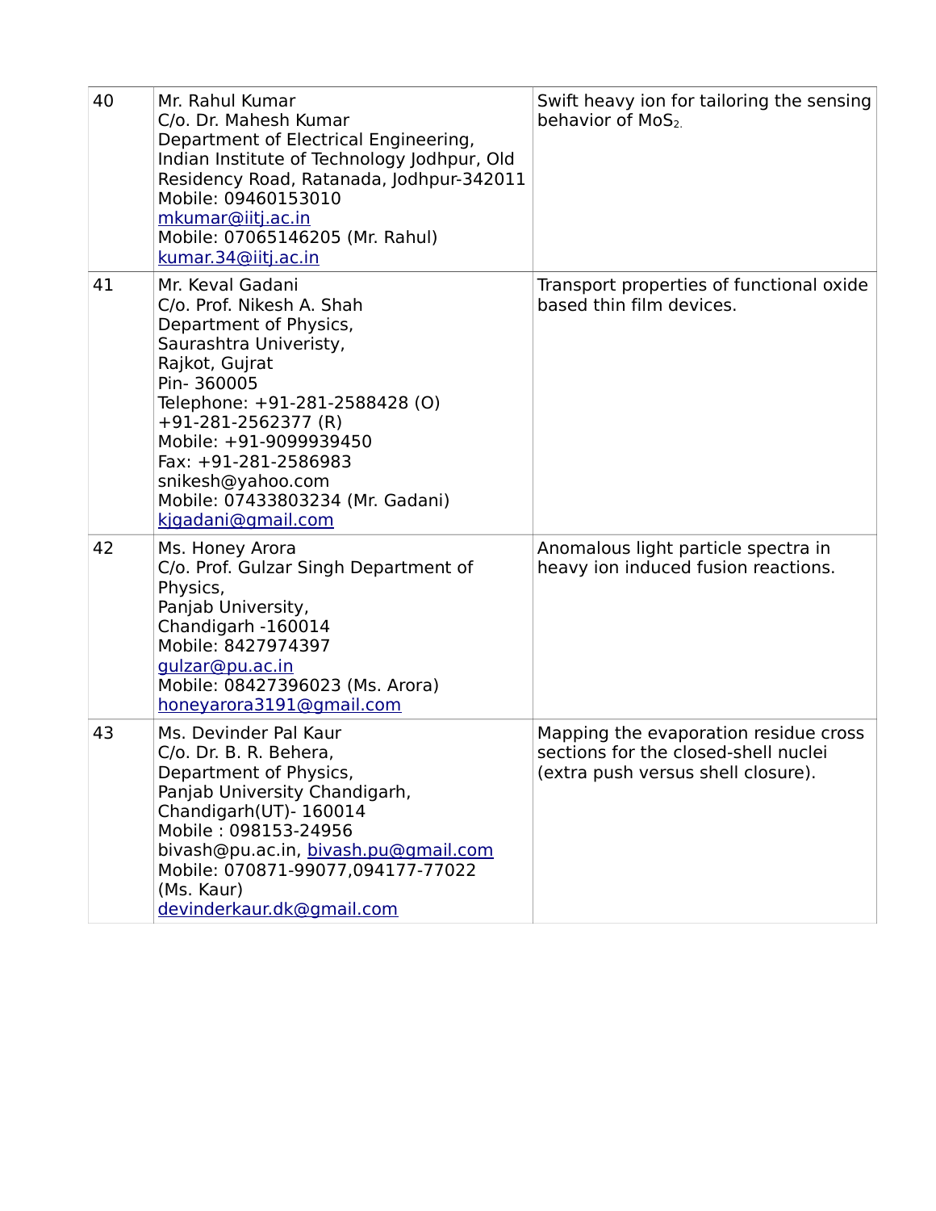| 40 | Mr. Rahul Kumar<br>C/o. Dr. Mahesh Kumar<br>Department of Electrical Engineering,<br>Indian Institute of Technology Jodhpur, Old Residency Road, Ratanada, Jodhpur-342011<br>Mobile: 09460153010<br>mkumar@iitj.ac.in<br>Mobile: 07065146205 (Mr. Rahul)<br>kumar.34@iitj.ac.in | Swift heavy ion for tailoring the sensing behavior of $MoS_2$. |
|---|---|---|
| 41 | Mr. Keval Gadani<br>C/o. Prof. Nikesh A. Shah<br>Department of Physics,<br>Saurashtra Univeristy,<br>Rajkot, Gujrat<br>Pin- 360005<br>Telephone: +91-281-2588428 (O)<br>+91-281-2562377 (R)<br>Mobile: +91-9099939450<br>Fax: +91-281-2586983<br>snikesh@yahoo.com<br>Mobile: 07433803234 (Mr. Gadani)<br>kjgadani@gmail.com | Transport properties of functional oxide based thin film devices. |
| 42 | Ms. Honey Arora<br>C/o. Prof. Gulzar Singh Department of Physics,<br>Panjab University,<br>Chandigarh -160014<br>Mobile: 8427974397<br>gulzar@pu.ac.in<br>Mobile: 08427396023 (Ms. Arora)<br>honeyarora3191@gmail.com | Anomalous light particle spectra in heavy ion induced fusion reactions. |
| 43 | Ms. Devinder Pal Kaur<br>C/o. Dr. B. R. Behera,<br>Department of Physics,<br>Panjab University Chandigarh,<br>Chandigarh(UT)- 160014<br>Mobile : 098153-24956<br>bivash@pu.ac.in, bivash.pu@gmail.com<br>Mobile: 070871-99077,094177-77022 (Ms. Kaur)<br>devinderkaur.dk@gmail.com | Mapping the evaporation residue cross sections for the closed-shell nuclei (extra push versus shell closure). |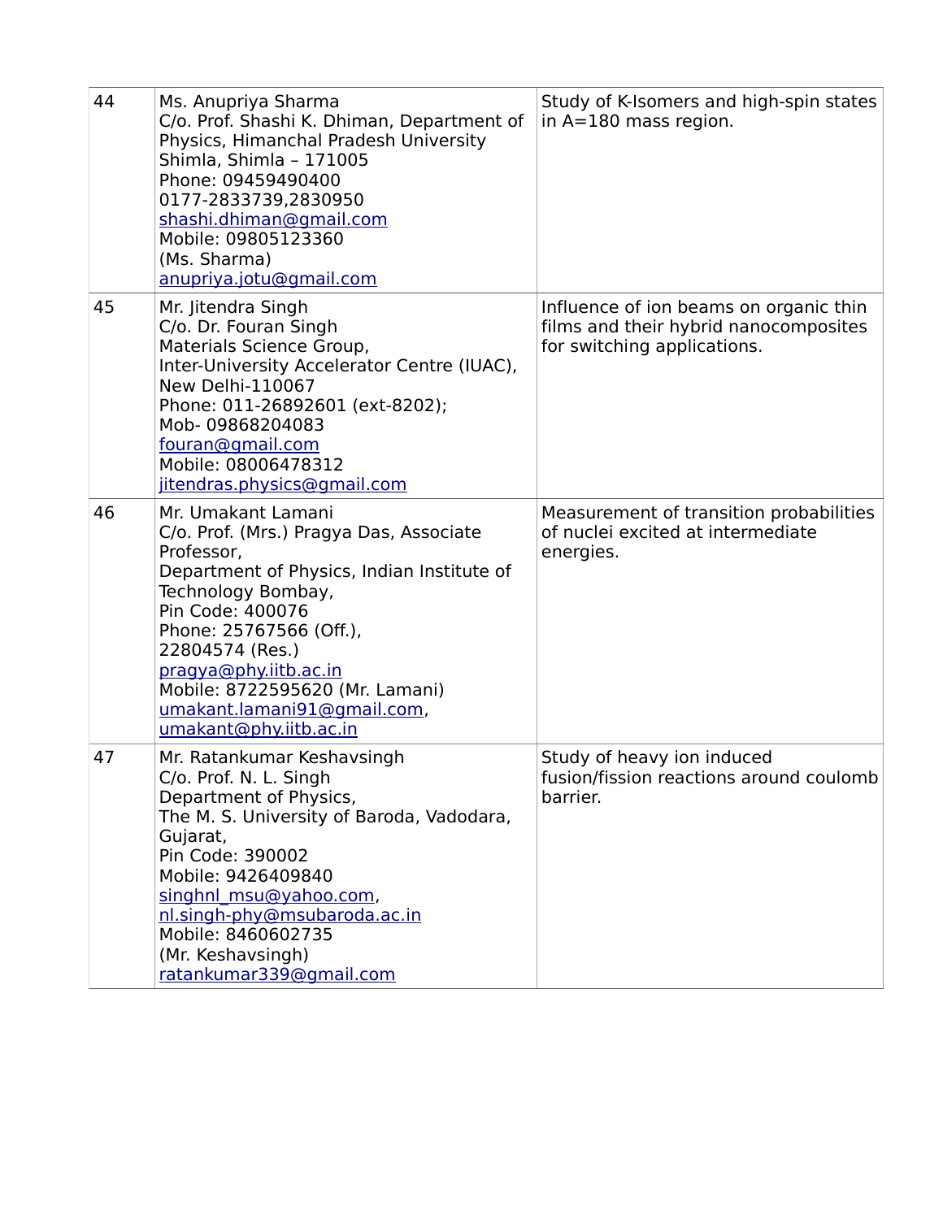| | | |
|---|---|---|
| 44 | Ms. Anupriya Sharma<br>C/o. Prof. Shashi K. Dhiman, Department of Physics, Himanchal Pradesh University Shimla, Shimla – 171005<br>Phone: 09459490400<br>0177-2833739,2830950<br>shashi.dhiman@gmail.com<br>Mobile: 09805123360<br>(Ms. Sharma)<br>anupriya.jotu@gmail.com | Study of K-Isomers and high-spin states in A=180 mass region. |
| 45 | Mr. Jitendra Singh<br>C/o. Dr. Fouran Singh<br>Materials Science Group,<br>Inter-University Accelerator Centre (IUAC), New Delhi-110067<br>Phone: 011-26892601 (ext-8202);<br>Mob- 09868204083<br>fouran@gmail.com<br>Mobile: 08006478312<br>jitendras.physics@gmail.com | Influence of ion beams on organic thin films and their hybrid nanocomposites for switching applications. |
| 46 | Mr. Umakant Lamani<br>C/o. Prof. (Mrs.) Pragya Das, Associate Professor,<br>Department of Physics, Indian Institute of Technology Bombay,<br>Pin Code: 400076<br>Phone: 25767566 (Off.),<br>22804574 (Res.)<br>pragya@phy.iitb.ac.in<br>Mobile: 8722595620 (Mr. Lamani)<br>umakant.lamani91@gmail.com,<br>umakant@phy.iitb.ac.in | Measurement of transition probabilities of nuclei excited at intermediate energies. |
| 47 | Mr. Ratankumar Keshavsingh<br>C/o. Prof. N. L. Singh<br>Department of Physics,<br>The M. S. University of Baroda, Vadodara, Gujarat,<br>Pin Code: 390002<br>Mobile: 9426409840<br>singhnl_msu@yahoo.com,<br>nl.singh-phy@msubaroda.ac.in<br>Mobile: 8460602735<br>(Mr. Keshavsingh)<br>ratankumar339@gmail.com | Study of heavy ion induced fusion/fission reactions around coulomb barrier. |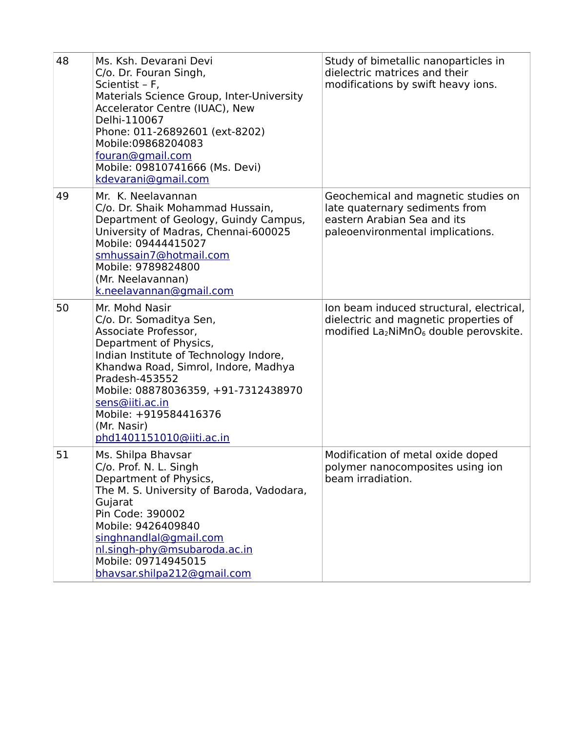| 48 | Ms. Ksh. Devarani Devi<br>C/o. Dr. Fouran Singh,<br>Scientist – F,<br>Materials Science Group, Inter-University Accelerator Centre (IUAC), New Delhi-110067<br>Phone: 011-26892601 (ext-8202)<br>Mobile:09868204083<br>fouran@gmail.com<br>Mobile: 09810741666 (Ms. Devi)<br>kdevarani@gmail.com | Study of bimetallic nanoparticles in dielectric matrices and their modifications by swift heavy ions. |
|---|---|---|
| 49 | Mr. K. Neelavannan<br>C/o. Dr. Shaik Mohammad Hussain,<br>Department of Geology, Guindy Campus, University of Madras, Chennai-600025<br>Mobile: 09444415027<br>smhussain7@hotmail.com<br>Mobile: 9789824800<br>(Mr. Neelavannan)<br>k.neelavannan@gmail.com | Geochemical and magnetic studies on late quaternary sediments from eastern Arabian Sea and its paleoenvironmental implications. |
| 50 | Mr. Mohd Nasir<br>C/o. Dr. Somaditya Sen,<br>Associate Professor,<br>Department of Physics,<br>Indian Institute of Technology Indore, Khandwa Road, Simrol, Indore, Madhya Pradesh-453552<br>Mobile: 08878036359, +91-7312438970<br>sens@iiti.ac.in<br>Mobile: +919584416376<br>(Mr. Nasir)<br>phd1401151010@iiti.ac.in | Ion beam induced structural, electrical, dielectric and magnetic properties of modified $La_2NiMnO_6$ double perovskite. |
| 51 | Ms. Shilpa Bhavsar<br>C/o. Prof. N. L. Singh<br>Department of Physics,<br>The M. S. University of Baroda, Vadodara, Gujarat<br>Pin Code: 390002<br>Mobile: 9426409840<br>singhnandlal@gmail.com<br>nl.singh-phy@msubaroda.ac.in<br>Mobile: 09714945015<br>bhavsar.shilpa212@gmail.com | Modification of metal oxide doped polymer nanocomposites using ion beam irradiation. |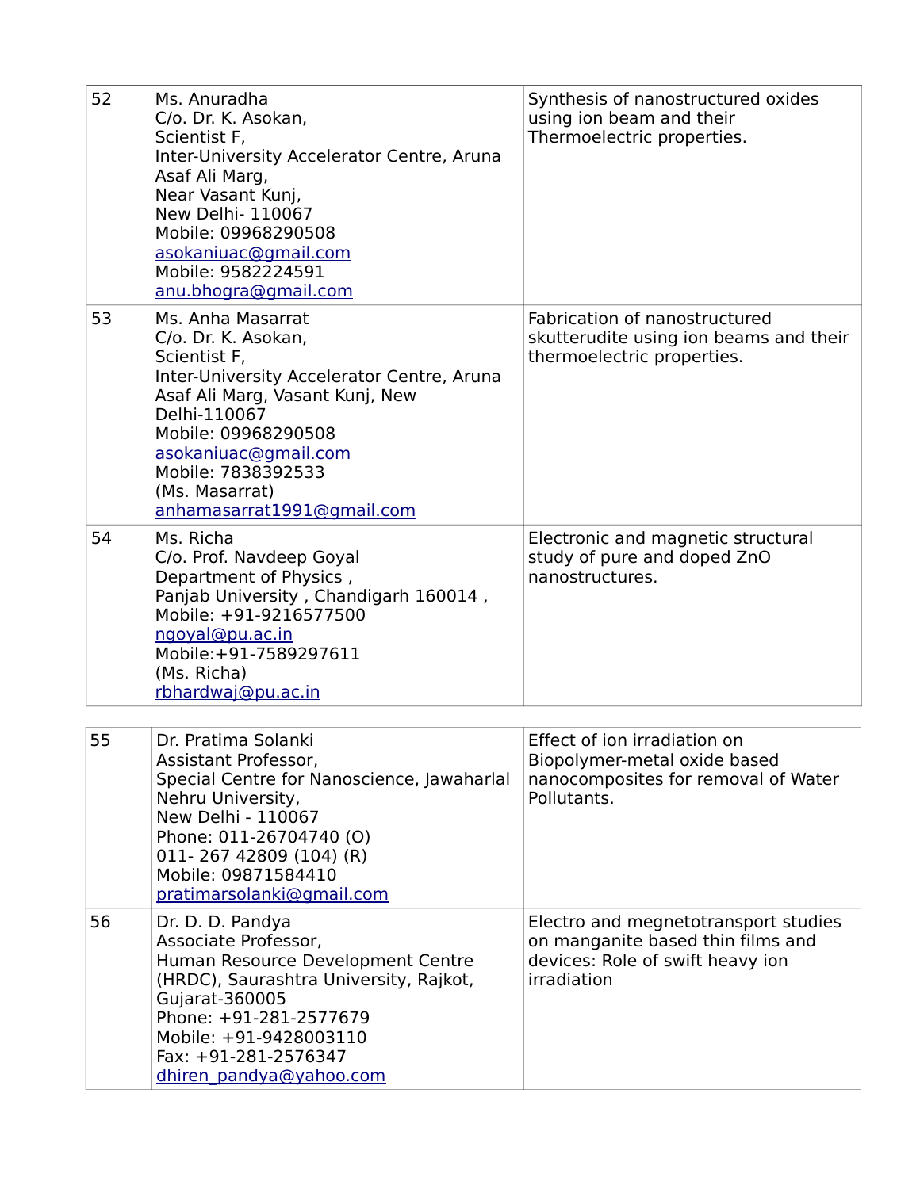| | | |
|---|---|---|
| 52 | Ms. Anuradha<br>C/o. Dr. K. Asokan,<br>Scientist F,<br>Inter-University Accelerator Centre, Aruna Asaf Ali Marg,<br>Near Vasant Kunj,<br>New Delhi- 110067<br>Mobile: 09968290508<br>asokaniuac@gmail.com<br>Mobile: 9582224591<br>anu.bhogra@gmail.com | Synthesis of nanostructured oxides using ion beam and their Thermoelectric properties. |
| 53 | Ms. Anha Masarrat<br>C/o. Dr. K. Asokan,<br>Scientist F,<br>Inter-University Accelerator Centre, Aruna Asaf Ali Marg, Vasant Kunj, New Delhi-110067<br>Mobile: 09968290508<br>asokaniuac@gmail.com<br>Mobile: 7838392533<br>(Ms. Masarrat)<br>anhamasarrat1991@gmail.com | Fabrication of nanostructured skutterudite using ion beams and their thermoelectric properties. |
| 54 | Ms. Richa<br>C/o. Prof. Navdeep Goyal<br>Department of Physics ,<br>Panjab University , Chandigarh 160014 ,<br>Mobile: +91-9216577500<br>ngoyal@pu.ac.in<br>Mobile:+91-7589297611<br>(Ms. Richa)<br>rbhardwaj@pu.ac.in | Electronic and magnetic structural study of pure and doped ZnO nanostructures. |
| 55 | Dr. Pratima Solanki<br>Assistant Professor,<br>Special Centre for Nanoscience, Jawaharlal Nehru University,<br>New Delhi - 110067<br>Phone: 011-26704740 (O)<br>011- 267 42809 (104) (R)<br>Mobile: 09871584410<br>pratimarsolanki@gmail.com | Effect of ion irradiation on Biopolymer-metal oxide based nanocomposites for removal of Water Pollutants. |
| 56 | Dr. D. D. Pandya<br>Associate Professor,<br>Human Resource Development Centre (HRDC), Saurashtra University, Rajkot, Gujarat-360005<br>Phone: +91-281-2577679<br>Mobile: +91-9428003110<br>Fax: +91-281-2576347<br>dhiren_pandya@yahoo.com | Electro and megnetotransport studies on manganite based thin films and devices: Role of swift heavy ion irradiation |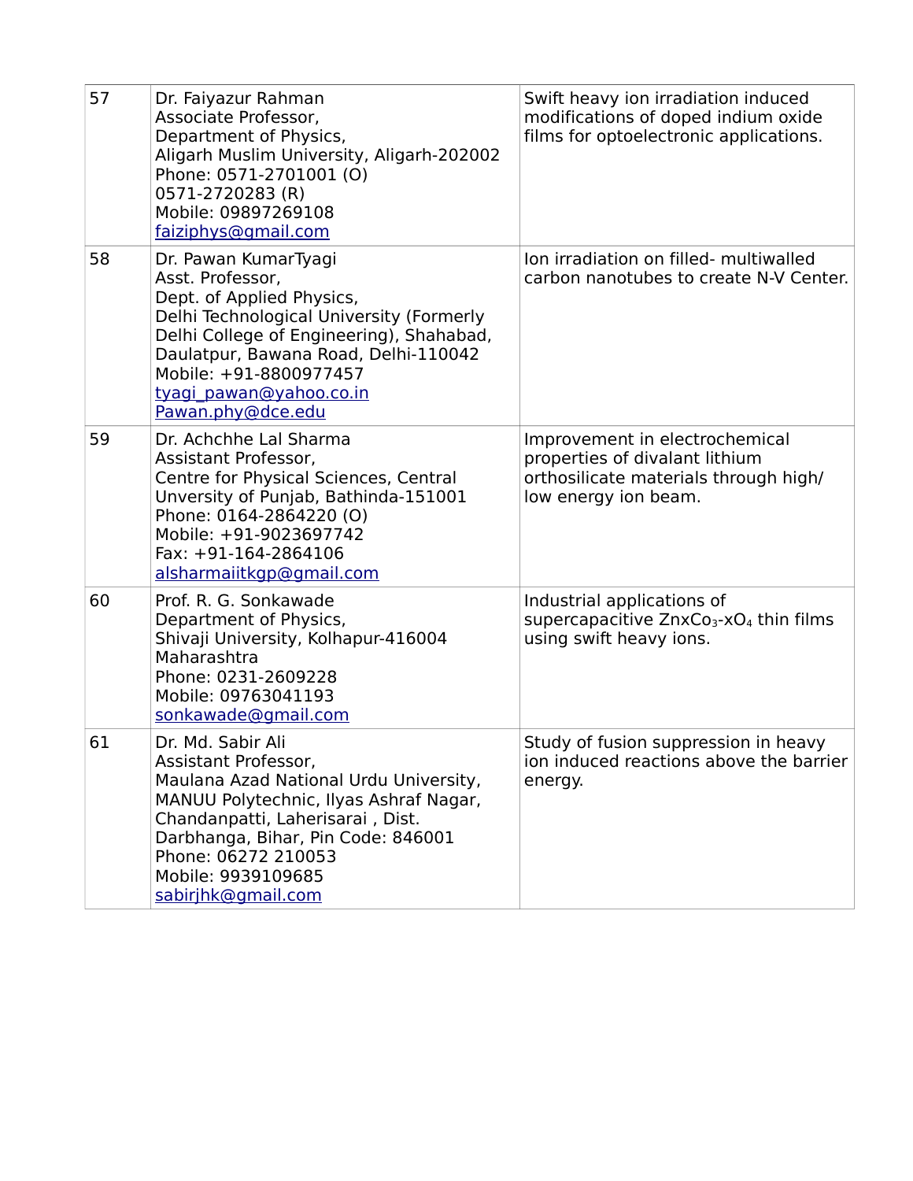| | | |
|---|---|---|
| 57 | Dr. Faiyazur Rahman<br>Associate Professor,<br>Department of Physics,<br>Aligarh Muslim University, Aligarh-202002<br>Phone: 0571-2701001 (O)<br>0571-2720283 (R)<br>Mobile: 09897269108<br>faiziphys@gmail.com | Swift heavy ion irradiation induced modifications of doped indium oxide films for optoelectronic applications. |
| 58 | Dr. Pawan KumarTyagi<br>Asst. Professor,<br>Dept. of Applied Physics,<br>Delhi Technological University (Formerly Delhi College of Engineering), Shahabad, Daulatpur, Bawana Road, Delhi-110042<br>Mobile: +91-8800977457<br>tyagi_pawan@yahoo.co.in<br>Pawan.phy@dce.edu | Ion irradiation on filled- multiwalled carbon nanotubes to create N-V Center. |
| 59 | Dr. Achchhe Lal Sharma<br>Assistant Professor,<br>Centre for Physical Sciences, Central Unversity of Punjab, Bathinda-151001<br>Phone: 0164-2864220 (O)<br>Mobile: +91-9023697742<br>Fax: +91-164-2864106<br>alsharmaiitkgp@gmail.com | Improvement in electrochemical properties of divalant lithium orthosilicate materials through high/ low energy ion beam. |
| 60 | Prof. R. G. Sonkawade<br>Department of Physics,<br>Shivaji University, Kolhapur-416004<br>Maharashtra<br>Phone: 0231-2609228<br>Mobile: 09763041193<br>sonkawade@gmail.com | Industrial applications of supercapacitive $ZnxCo_3$-$xO_4$ thin films using swift heavy ions. |
| 61 | Dr. Md. Sabir Ali<br>Assistant Professor,<br>Maulana Azad National Urdu University, MANUU Polytechnic, Ilyas Ashraf Nagar, Chandanpatti, Laherisarai , Dist. Darbhanga, Bihar, Pin Code: 846001<br>Phone: 06272 210053<br>Mobile: 9939109685<br>sabirjhk@gmail.com | Study of fusion suppression in heavy ion induced reactions above the barrier energy. |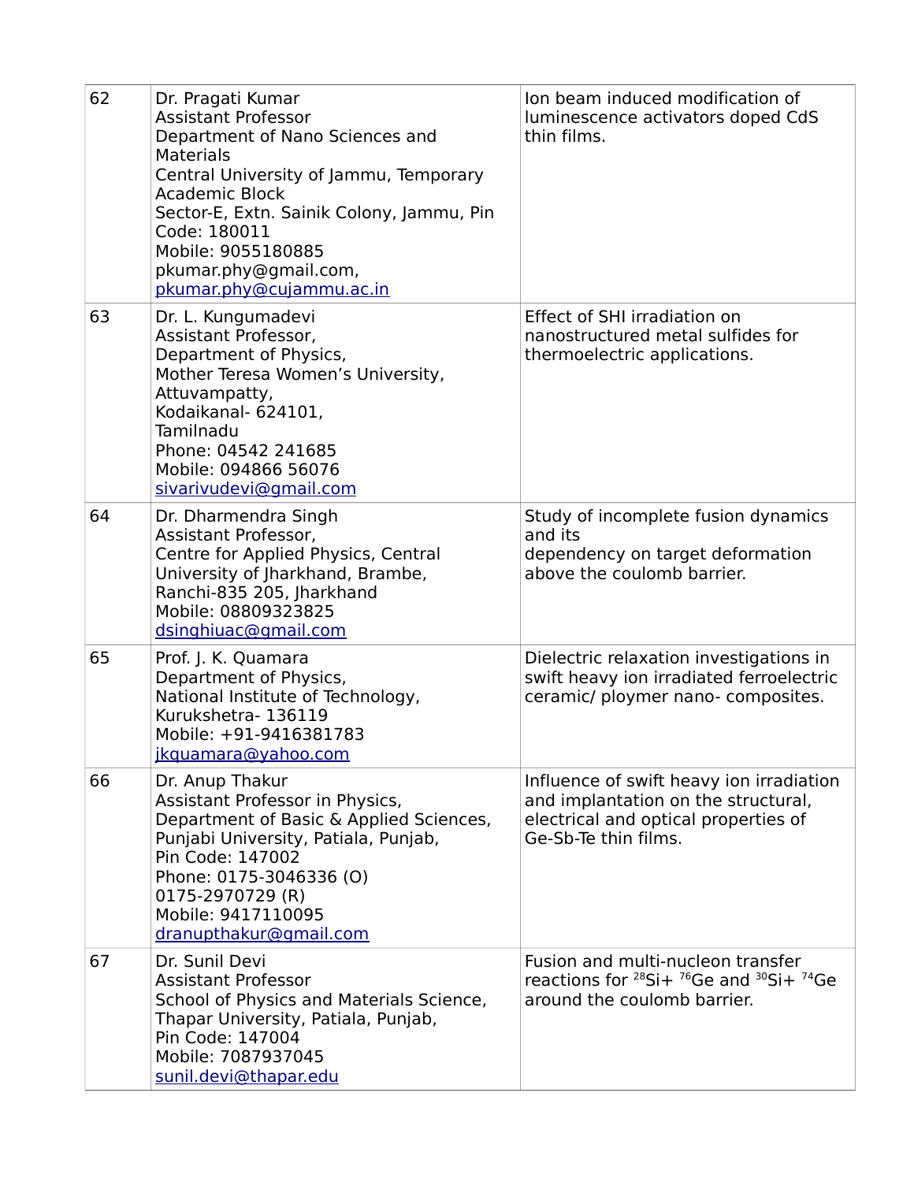| 62 | Dr. Pragati Kumar<br>Assistant Professor<br>Department of Nano Sciences and Materials<br>Central University of Jammu, Temporary Academic Block<br>Sector-E, Extn. Sainik Colony, Jammu, Pin Code: 180011<br>Mobile: 9055180885<br>pkumar.phy@gmail.com,<br>pkumar.phy@cujammu.ac.in | Ion beam induced modification of luminescence activators doped CdS thin films. |
|---|---|---|
| 63 | Dr. L. Kungumadevi<br>Assistant Professor,<br>Department of Physics,<br>Mother Teresa Women's University,<br>Attuvampatty,<br>Kodaikanal- 624101,<br>Tamilnadu<br>Phone: 04542 241685<br>Mobile: 094866 56076<br>sivarivudevi@gmail.com | Effect of SHI irradiation on nanostructured metal sulfides for thermoelectric applications. |
| 64 | Dr. Dharmendra Singh<br>Assistant Professor,<br>Centre for Applied Physics, Central University of Jharkhand, Brambe,<br>Ranchi-835 205, Jharkhand<br>Mobile: 08809323825<br>dsinghiuac@gmail.com | Study of incomplete fusion dynamics and its<br>dependency on target deformation above the coulomb barrier. |
| 65 | Prof. J. K. Quamara<br>Department of Physics,<br>National Institute of Technology,<br>Kurukshetra- 136119<br>Mobile: +91-9416381783<br>jkquamara@yahoo.com | Dielectric relaxation investigations in swift heavy ion irradiated ferroelectric ceramic/ ploymer nano- composites. |
| 66 | Dr. Anup Thakur<br>Assistant Professor in Physics,<br>Department of Basic & Applied Sciences,<br>Punjabi University, Patiala, Punjab,<br>Pin Code: 147002<br>Phone: 0175-3046336 (O)<br>0175-2970729 (R)<br>Mobile: 9417110095<br>dranupthakur@gmail.com | Influence of swift heavy ion irradiation and implantation on the structural, electrical and optical properties of Ge-Sb-Te thin films. |
| 67 | Dr. Sunil Devi<br>Assistant Professor<br>School of Physics and Materials Science,<br>Thapar University, Patiala, Punjab,<br>Pin Code: 147004<br>Mobile: 7087937045<br>sunil.devi@thapar.edu | Fusion and multi-nucleon transfer reactions for $^{28}Si$+ $^{76}Ge$ and $^{30}Si$+ $^{74}Ge$ around the coulomb barrier. |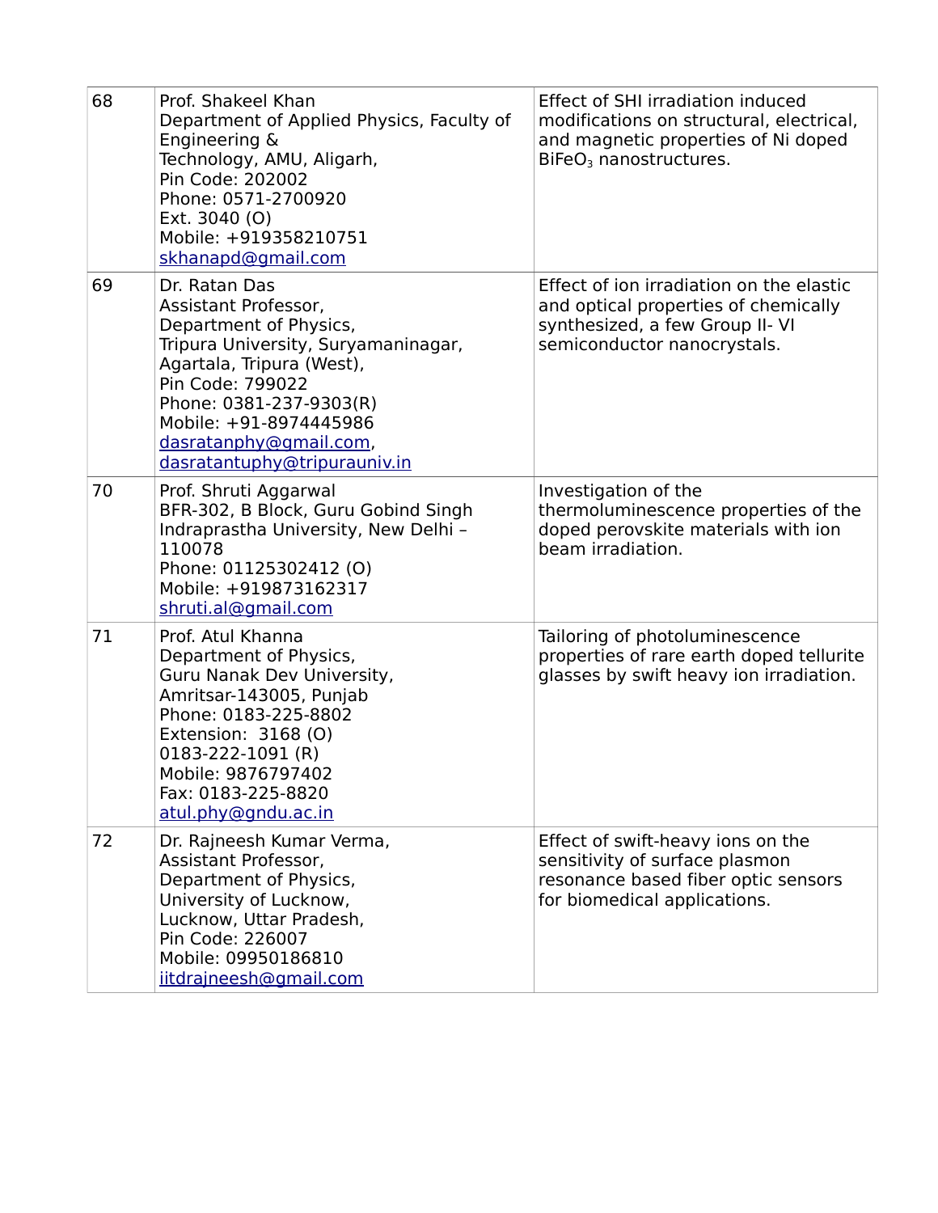| | | |
|---|---|---|
| 68 | Prof. Shakeel Khan<br>Department of Applied Physics, Faculty of Engineering &<br>Technology, AMU, Aligarh,<br>Pin Code: 202002<br>Phone: 0571-2700920<br>Ext. 3040 (O)<br>Mobile: +919358210751<br>skhanapd@gmail.com | Effect of SHI irradiation induced modifications on structural, electrical, and magnetic properties of Ni doped $BiFeO_3$ nanostructures. |
| 69 | Dr. Ratan Das<br>Assistant Professor,<br>Department of Physics,<br>Tripura University, Suryamaninagar,<br>Agartala, Tripura (West),<br>Pin Code: 799022<br>Phone: 0381-237-9303(R)<br>Mobile: +91-8974445986<br>dasratanphy@gmail.com,<br>dasratantuphy@tripurauniv.in | Effect of ion irradiation on the elastic and optical properties of chemically synthesized, a few Group II- VI semiconductor nanocrystals. |
| 70 | Prof. Shruti Aggarwal<br>BFR-302, B Block, Guru Gobind Singh Indraprastha University, New Delhi – 110078<br>Phone: 01125302412 (O)<br>Mobile: +919873162317<br>shruti.al@gmail.com | Investigation of the thermoluminescence properties of the doped perovskite materials with ion beam irradiation. |
| 71 | Prof. Atul Khanna<br>Department of Physics,<br>Guru Nanak Dev University,<br>Amritsar-143005, Punjab<br>Phone: 0183-225-8802<br>Extension: 3168 (O)<br>0183-222-1091 (R)<br>Mobile: 9876797402<br>Fax: 0183-225-8820<br>atul.phy@gndu.ac.in | Tailoring of photoluminescence properties of rare earth doped tellurite glasses by swift heavy ion irradiation. |
| 72 | Dr. Rajneesh Kumar Verma,<br>Assistant Professor,<br>Department of Physics,<br>University of Lucknow,<br>Lucknow, Uttar Pradesh,<br>Pin Code: 226007<br>Mobile: 09950186810<br>iitdrajneesh@gmail.com | Effect of swift-heavy ions on the sensitivity of surface plasmon resonance based fiber optic sensors for biomedical applications. |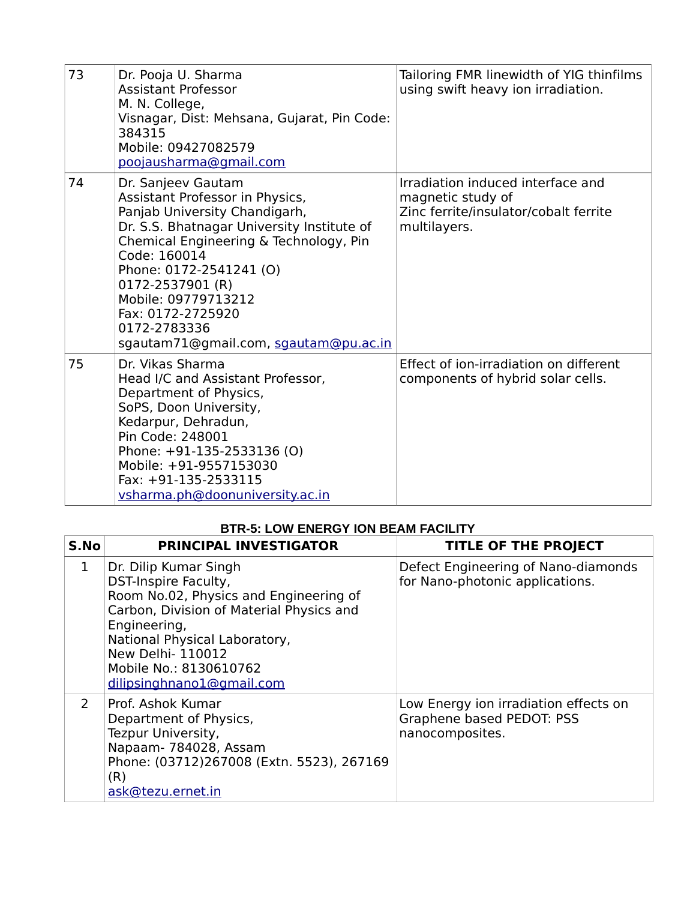| | | |
|---|---|---|
| 73 | Dr. Pooja U. Sharma<br>Assistant Professor<br>M. N. College,<br>Visnagar, Dist: Mehsana, Gujarat, Pin Code: 384315<br>Mobile: 09427082579<br>poojausharma@gmail.com | Tailoring FMR linewidth of YIG thinfilms using swift heavy ion irradiation. |
| 74 | Dr. Sanjeev Gautam<br>Assistant Professor in Physics,<br>Panjab University Chandigarh,<br>Dr. S.S. Bhatnagar University Institute of Chemical Engineering & Technology, Pin Code: 160014<br>Phone: 0172-2541241 (O)<br>0172-2537901 (R)<br>Mobile: 09779713212<br>Fax: 0172-2725920<br>0172-2783336<br>sgautam71@gmail.com, sgautam@pu.ac.in | Irradiation induced interface and magnetic study of<br>Zinc ferrite/insulator/cobalt ferrite multilayers. |
| 75 | Dr. Vikas Sharma<br>Head I/C and Assistant Professor,<br>Department of Physics,<br>SoPS, Doon University,<br>Kedarpur, Dehradun,<br>Pin Code: 248001<br>Phone: +91-135-2533136 (O)<br>Mobile: +91-9557153030<br>Fax: +91-135-2533115<br>vsharma.ph@doonuniversity.ac.in | Effect of ion-irradiation on different components of hybrid solar cells. |

**BTR-5: LOW ENERGY ION BEAM FACILITY**

| S.No | PRINCIPAL INVESTIGATOR | TITLE OF THE PROJECT |
|---|---|---|
| 1 | Dr. Dilip Kumar Singh<br>DST-Inspire Faculty,<br>Room No.02, Physics and Engineering of Carbon, Division of Material Physics and Engineering,<br>National Physical Laboratory,<br>New Delhi- 110012<br>Mobile No.: 8130610762<br>dilipsinghnano1@gmail.com | Defect Engineering of Nano-diamonds for Nano-photonic applications. |
| 2 | Prof. Ashok Kumar<br>Department of Physics,<br>Tezpur University,<br>Napaam- 784028, Assam<br>Phone: (03712)267008 (Extn. 5523), 267169 (R)<br>ask@tezu.ernet.in | Low Energy ion irradiation effects on Graphene based PEDOT: PSS nanocomposites. |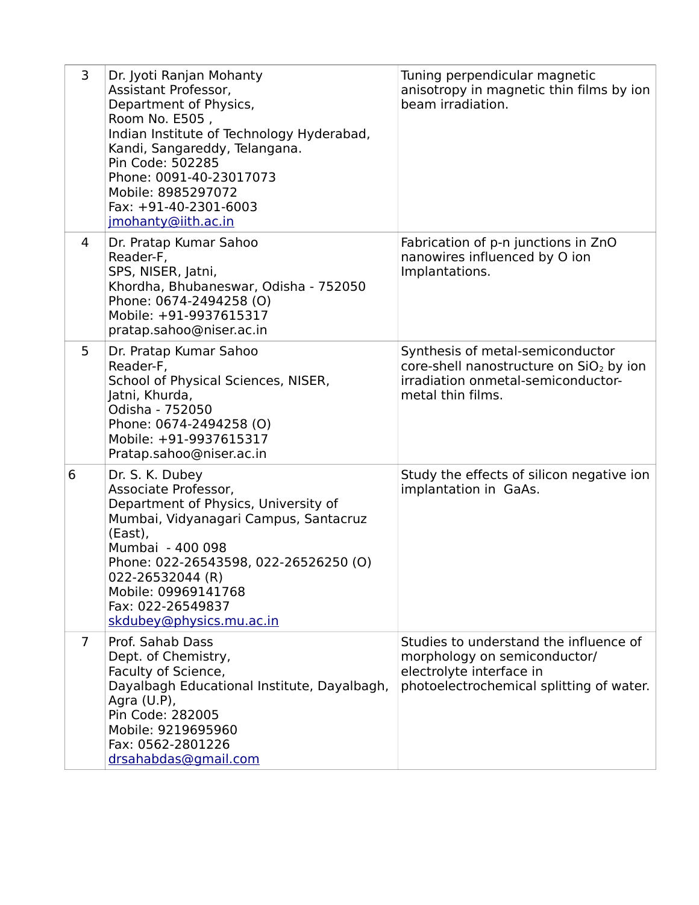| | | |
|---|---|---|
| 3 | Dr. Jyoti Ranjan Mohanty<br>Assistant Professor,<br>Department of Physics,<br>Room No. E505 ,<br>Indian Institute of Technology Hyderabad,<br>Kandi, Sangareddy, Telangana.<br>Pin Code: 502285<br>Phone: 0091-40-23017073<br>Mobile: 8985297072<br>Fax: +91-40-2301-6003<br>jmohanty@iith.ac.in | Tuning perpendicular magnetic anisotropy in magnetic thin films by ion beam irradiation. |
| 4 | Dr. Pratap Kumar Sahoo<br>Reader-F,<br>SPS, NISER, Jatni,<br>Khordha, Bhubaneswar, Odisha - 752050<br>Phone: 0674-2494258 (O)<br>Mobile: +91-9937615317<br>pratap.sahoo@niser.ac.in | Fabrication of p-n junctions in ZnO nanowires influenced by O ion Implantations. |
| 5 | Dr. Pratap Kumar Sahoo<br>Reader-F,<br>School of Physical Sciences, NISER,<br>Jatni, Khurda,<br>Odisha - 752050<br>Phone: 0674-2494258 (O)<br>Mobile: +91-9937615317<br>Pratap.sahoo@niser.ac.in | Synthesis of metal-semiconductor core-shell nanostructure on $SiO_2$ by ion irradiation onmetal-semiconductor-metal thin films. |
| 6 | Dr. S. K. Dubey<br>Associate Professor,<br>Department of Physics, University of Mumbai, Vidyanagari Campus, Santacruz (East),<br>Mumbai - 400 098<br>Phone: 022-26543598, 022-26526250 (O)<br>022-26532044 (R)<br>Mobile: 09969141768<br>Fax: 022-26549837<br>skdubey@physics.mu.ac.in | Study the effects of silicon negative ion implantation in GaAs. |
| 7 | Prof. Sahab Dass<br>Dept. of Chemistry,<br>Faculty of Science,<br>Dayalbagh Educational Institute, Dayalbagh, Agra (U.P),<br>Pin Code: 282005<br>Mobile: 9219695960<br>Fax: 0562-2801226<br>drsahabdas@gmail.com | Studies to understand the influence of morphology on semiconductor/ electrolyte interface in photoelectrochemical splitting of water. |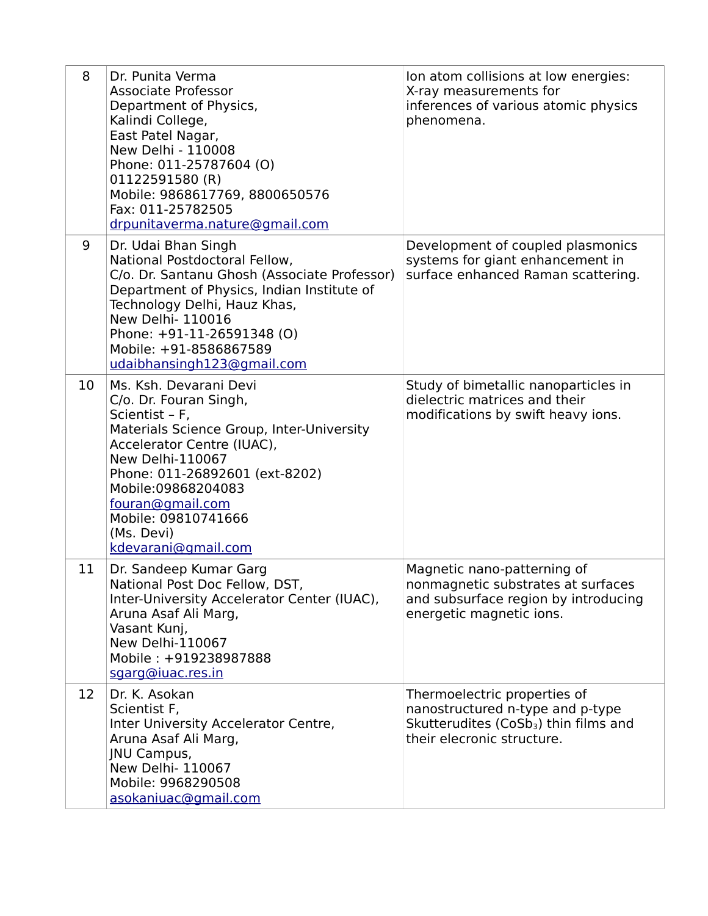| 8 | Dr. Punita Verma<br>Associate Professor<br>Department of Physics,<br>Kalindi College,<br>East Patel Nagar,<br>New Delhi - 110008<br>Phone: 011-25787604 (O)<br>01122591580 (R)<br>Mobile: 9868617769, 8800650576<br>Fax: 011-25782505<br>drpunitaverma.nature@gmail.com | Ion atom collisions at low energies: X-ray measurements for inferences of various atomic physics phenomena. |
|---|---|---|
| 9 | Dr. Udai Bhan Singh<br>National Postdoctoral Fellow,<br>C/o. Dr. Santanu Ghosh (Associate Professor)<br>Department of Physics, Indian Institute of Technology Delhi, Hauz Khas,<br>New Delhi- 110016<br>Phone: +91-11-26591348 (O)<br>Mobile: +91-8586867589<br>udaibhansingh123@gmail.com | Development of coupled plasmonics systems for giant enhancement in surface enhanced Raman scattering. |
| 10 | Ms. Ksh. Devarani Devi<br>C/o. Dr. Fouran Singh,<br>Scientist – F,<br>Materials Science Group, Inter-University Accelerator Centre (IUAC),<br>New Delhi-110067<br>Phone: 011-26892601 (ext-8202)<br>Mobile:09868204083<br>fouran@gmail.com<br>Mobile: 09810741666<br>(Ms. Devi)<br>kdevarani@gmail.com | Study of bimetallic nanoparticles in dielectric matrices and their modifications by swift heavy ions. |
| 11 | Dr. Sandeep Kumar Garg<br>National Post Doc Fellow, DST,<br>Inter-University Accelerator Center (IUAC),<br>Aruna Asaf Ali Marg,<br>Vasant Kunj,<br>New Delhi-110067<br>Mobile : +919238987888<br>sgarg@iuac.res.in | Magnetic nano-patterning of nonmagnetic substrates at surfaces and subsurface region by introducing energetic magnetic ions. |
| 12 | Dr. K. Asokan<br>Scientist F,<br>Inter University Accelerator Centre,<br>Aruna Asaf Ali Marg,<br>JNU Campus,<br>New Delhi- 110067<br>Mobile: 9968290508<br>asokaniuac@gmail.com | Thermoelectric properties of nanostructured n-type and p-type Skutterudites ($CoSb_3$) thin films and their eleconic structure. |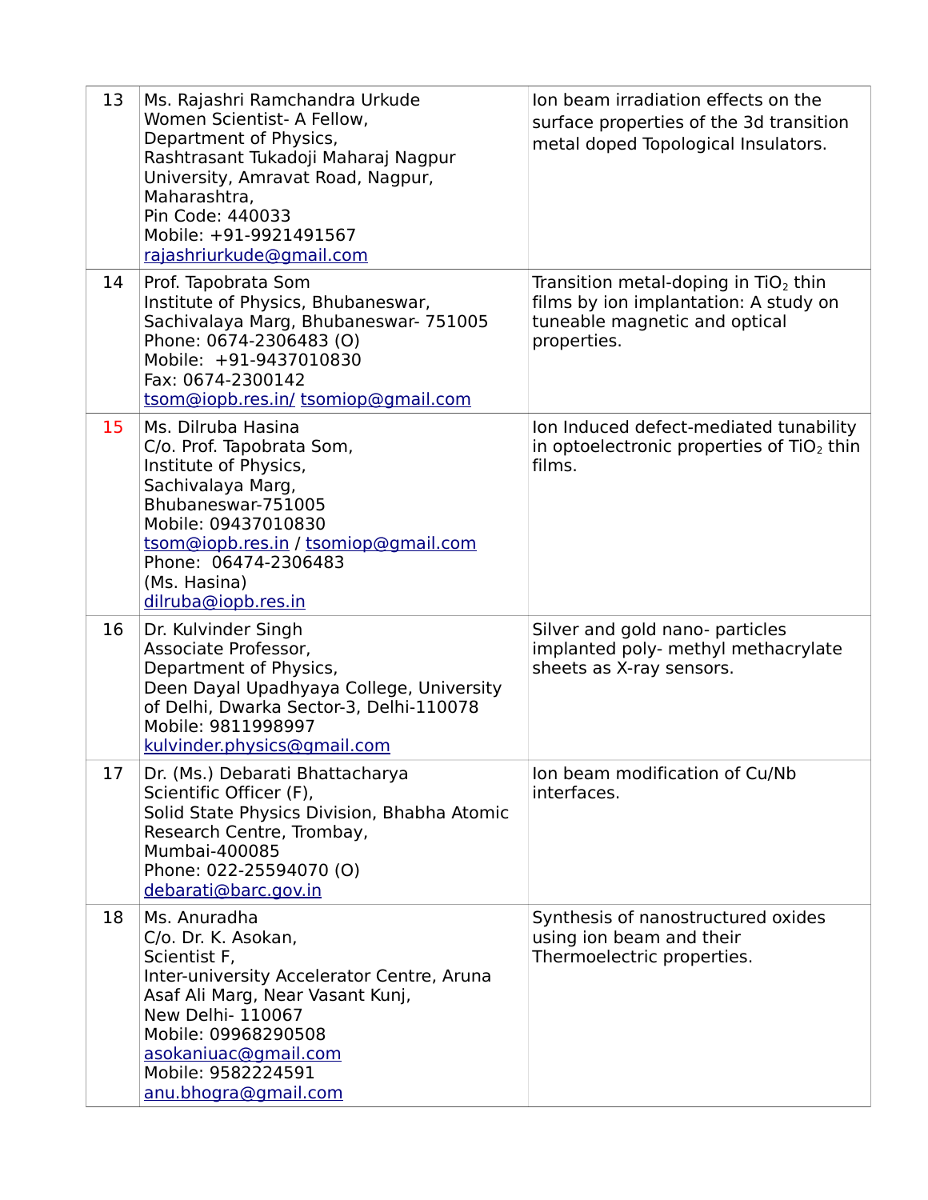| | | |
|---|---|---|
| 13 | Ms. Rajashri Ramchandra Urkude<br>Women Scientist- A Fellow,<br>Department of Physics,<br>Rashtrasant Tukadoji Maharaj Nagpur University, Amravat Road, Nagpur, Maharashtra,<br>Pin Code: 440033<br>Mobile: +91-9921491567<br>rajashriurkude@gmail.com | Ion beam irradiation effects on the surface properties of the 3d transition metal doped Topological Insulators. |
| 14 | Prof. Tapobrata Som<br>Institute of Physics, Bhubaneswar, Sachivalaya Marg, Bhubaneswar- 751005<br>Phone: 0674-2306483 (O)<br>Mobile: +91-9437010830<br>Fax: 0674-2300142<br>tsom@iopb.res.in/ tsomiop@gmail.com | Transition metal-doping in $TiO_2$ thin films by ion implantation: A study on tuneable magnetic and optical properties. |
| 15 | Ms. Dilruba Hasina<br>C/o. Prof. Tapobrata Som,<br>Institute of Physics,<br>Sachivalaya Marg,<br>Bhubaneswar-751005<br>Mobile: 09437010830<br>tsom@iopb.res.in / tsomiop@gmail.com<br>Phone: 06474-2306483<br>(Ms. Hasina)<br>dilruba@iopb.res.in | Ion Induced defect-mediated tunability in optoelectronic properties of $TiO_2$ thin films. |
| 16 | Dr. Kulvinder Singh<br>Associate Professor,<br>Department of Physics,<br>Deen Dayal Upadhyaya College, University of Delhi, Dwarka Sector-3, Delhi-110078<br>Mobile: 9811998997<br>kulvinder.physics@gmail.com | Silver and gold nano- particles implanted poly- methyl methacrylate sheets as X-ray sensors. |
| 17 | Dr. (Ms.) Debarati Bhattacharya<br>Scientific Officer (F),<br>Solid State Physics Division, Bhabha Atomic Research Centre, Trombay,<br>Mumbai-400085<br>Phone: 022-25594070 (O)<br>debarati@barc.gov.in | Ion beam modification of Cu/Nb interfaces. |
| 18 | Ms. Anuradha<br>C/o. Dr. K. Asokan,<br>Scientist F,<br>Inter-university Accelerator Centre, Aruna Asaf Ali Marg, Near Vasant Kunj,<br>New Delhi- 110067<br>Mobile: 09968290508<br>asokaniuac@gmail.com<br>Mobile: 9582224591<br>anu.bhogra@gmail.com | Synthesis of nanostructured oxides using ion beam and their Thermoelectric properties. |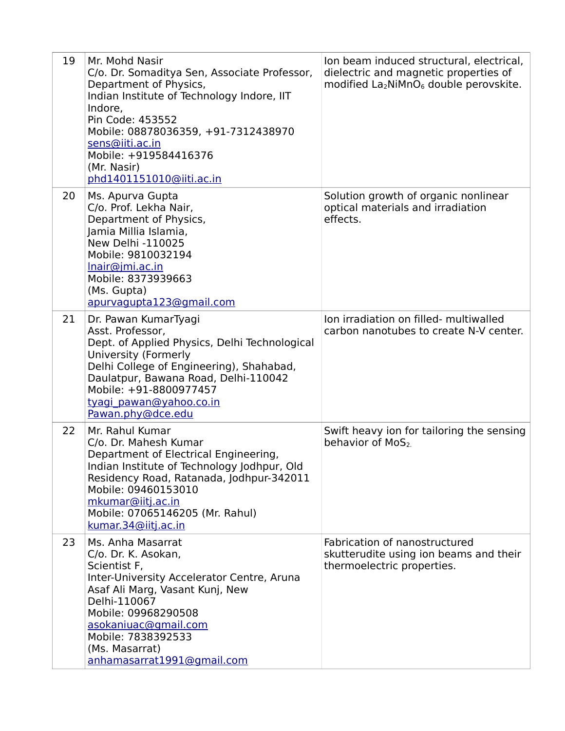| 19 | Mr. Mohd Nasir<br>C/o. Dr. Somaditya Sen, Associate Professor, Department of Physics,<br>Indian Institute of Technology Indore, IIT Indore,<br>Pin Code: 453552<br>Mobile: 08878036359, +91-7312438970<br>sens@iiti.ac.in<br>Mobile: +919584416376<br>(Mr. Nasir)<br>phd1401151010@iiti.ac.in | Ion beam induced structural, electrical, dielectric and magnetic properties of modified $La_2NiMnO_6$ double perovskite. |
|---|---|---|
| 20 | Ms. Apurva Gupta<br>C/o. Prof. Lekha Nair,<br>Department of Physics,<br>Jamia Millia Islamia,<br>New Delhi -110025<br>Mobile: 9810032194<br>lnair@jmi.ac.in<br>Mobile: 8373939663<br>(Ms. Gupta)<br>apurvagupta123@gmail.com | Solution growth of organic nonlinear optical materials and irradiation effects. |
| 21 | Dr. Pawan KumarTyagi<br>Asst. Professor,<br>Dept. of Applied Physics, Delhi Technological University (Formerly<br>Delhi College of Engineering), Shahabad, Daulatpur, Bawana Road, Delhi-110042<br>Mobile: +91-8800977457<br>tyagi_pawan@yahoo.co.in<br>Pawan.phy@dce.edu | Ion irradiation on filled- multiwalled carbon nanotubes to create N-V center. |
| 22 | Mr. Rahul Kumar<br>C/o. Dr. Mahesh Kumar<br>Department of Electrical Engineering,<br>Indian Institute of Technology Jodhpur, Old Residency Road, Ratanada, Jodhpur-342011<br>Mobile: 09460153010<br>mkumar@iitj.ac.in<br>Mobile: 07065146205 (Mr. Rahul)<br>kumar.34@iitj.ac.in | Swift heavy ion for tailoring the sensing behavior of $MoS_2$. |
| 23 | Ms. Anha Masarrat<br>C/o. Dr. K. Asokan,<br>Scientist F,<br>Inter-University Accelerator Centre, Aruna Asaf Ali Marg, Vasant Kunj, New Delhi-110067<br>Mobile: 09968290508<br>asokaniuac@gmail.com<br>Mobile: 7838392533<br>(Ms. Masarrat)<br>anhamasarrat1991@gmail.com | Fabrication of nanostructured skutterudite using ion beams and their thermoelectric properties. |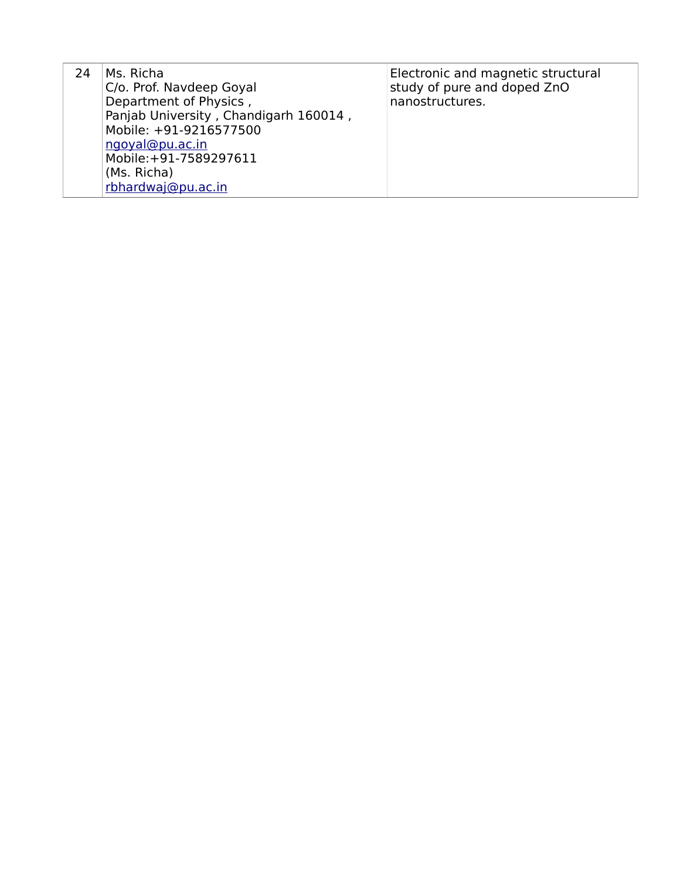| | | |
|---|---|---|
| 24 | Ms. Richa<br>C/o. Prof. Navdeep Goyal<br>Department of Physics ,<br>Panjab University , Chandigarh 160014 ,<br>Mobile: +91-9216577500<br>ngoyal@pu.ac.in<br>Mobile:+91-7589297611<br>(Ms. Richa)<br>rbhardwaj@pu.ac.in | Electronic and magnetic structural study of pure and doped ZnO nanostructures. |